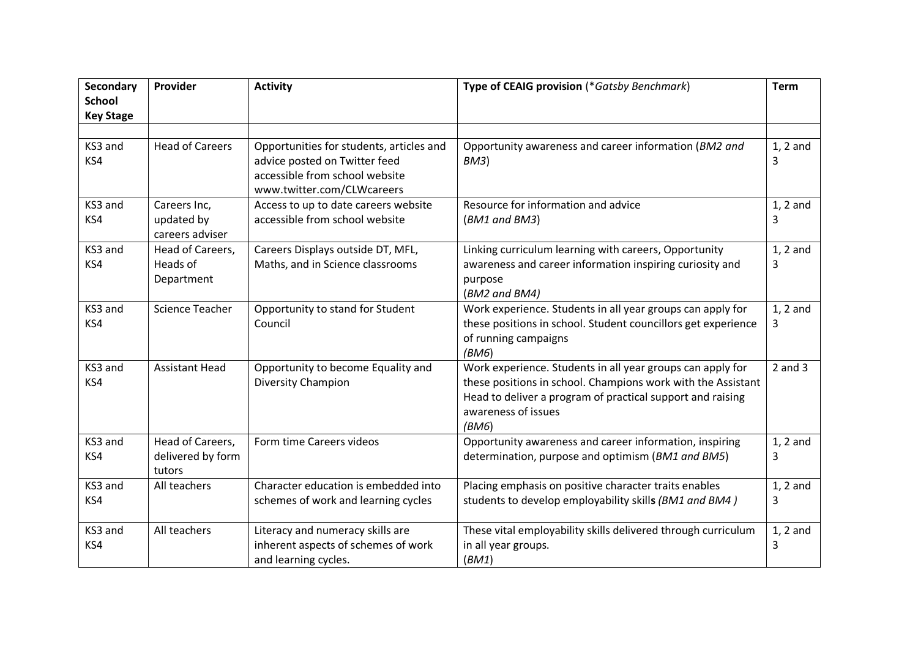| **Secondary School Key Stage** | **Provider** | **Activity** | **Type of CEAIG provision** (*\*Gatsby Benchmark*) | **Term** |
|---|---|---|---|---|
| | | | | |
| KS3 and KS4 | Head of Careers | Opportunities for students, articles and advice posted on Twitter feed accessible from school website www.twitter.com/CLWcareers | Opportunity awareness and career information (*BM2 and BM3*) | 1, 2 and 3 |
| KS3 and KS4 | Careers Inc, updated by careers adviser | Access to up to date careers website accessible from school website | Resource for information and advice (*BM1 and BM3*) | 1, 2 and 3 |
| KS3 and KS4 | Head of Careers, Heads of Department | Careers Displays outside DT, MFL, Maths, and in Science classrooms | Linking curriculum learning with careers, Opportunity awareness and career information inspiring curiosity and purpose (*BM2 and BM4)* | 1, 2 and 3 |
| KS3 and KS4 | Science Teacher | Opportunity to stand for Student Council | Work experience. Students in all year groups can apply for these positions in school. Student councillors get experience of running campaigns *(BM6*) | 1, 2 and 3 |
| KS3 and KS4 | Assistant Head | Opportunity to become Equality and Diversity Champion | Work experience. Students in all year groups can apply for these positions in school. Champions work with the Assistant Head to deliver a program of practical support and raising awareness of issues (*BM6*) | 2 and 3 |
| KS3 and KS4 | Head of Careers, delivered by form tutors | Form time Careers videos | Opportunity awareness and career information, inspiring determination, purpose and optimism (*BM1 and BM5*) | 1, 2 and 3 |
| KS3 and KS4 | All teachers | Character education is embedded into schemes of work and learning cycles | Placing emphasis on positive character traits enables students to develop employability skill**s** *(BM1 and BM4 )* | 1, 2 and 3 |
| KS3 and KS4 | All teachers | Literacy and numeracy skills are inherent aspects of schemes of work and learning cycles. | These vital employability skills delivered through curriculum in all year groups. (*BM1*) | 1, 2 and 3 |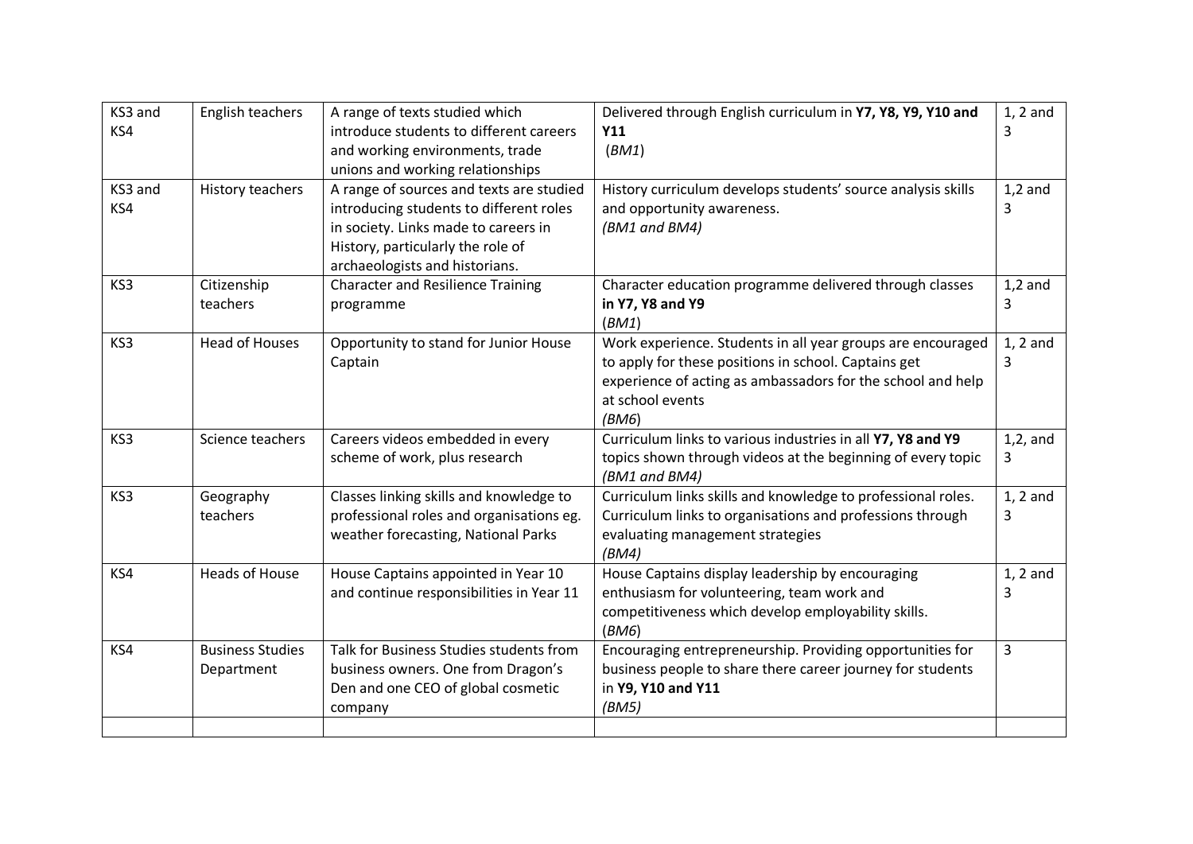| KS3 and KS4 | English teachers | A range of texts studied which introduce students to different careers and working environments, trade unions and working relationships | Delivered through English curriculum in **Y7, Y8, Y9, Y10 and Y11** (*BM1*) | 1, 2 and 3 |
|---|---|---|---|---|
| KS3 and KS4 | History teachers | A range of sources and texts are studied introducing students to different roles in society. Links made to careers in History, particularly the role of archaeologists and historians. | History curriculum develops students' source analysis skills and opportunity awareness. *(BM1 and BM4)* | 1,2 and 3 |
| KS3 | Citizenship teachers | Character and Resilience Training programme | Character education programme delivered through classes **in Y7, Y8 and Y9** (*BM1*) | 1,2 and 3 |
| KS3 | Head of Houses | Opportunity to stand for Junior House Captain | Work experience. Students in all year groups are encouraged to apply for these positions in school. Captains get experience of acting as ambassadors for the school and help at school events (*BM6*) | 1, 2 and 3 |
| KS3 | Science teachers | Careers videos embedded in every scheme of work, plus research | Curriculum links to various industries in all **Y7, Y8 and Y9** topics shown through videos at the beginning of every topic *(BM1 and BM4)* | 1,2, and 3 |
| KS3 | Geography teachers | Classes linking skills and knowledge to professional roles and organisations eg. weather forecasting, National Parks | Curriculum links skills and knowledge to professional roles. Curriculum links to organisations and professions through evaluating management strategies *(BM4)* | 1, 2 and 3 |
| KS4 | Heads of House | House Captains appointed in Year 10 and continue responsibilities in Year 11 | House Captains display leadership by encouraging enthusiasm for volunteering, team work and competitiveness which develop employability skills. (*BM6*) | 1, 2 and 3 |
| KS4 | Business Studies Department | Talk for Business Studies students from business owners. One from Dragon's Den and one CEO of global cosmetic company | Encouraging entrepreneurship. Providing opportunities for business people to share there career journey for students in **Y9, Y10 and Y11** *(BM5)* | 3 |
| | | | | |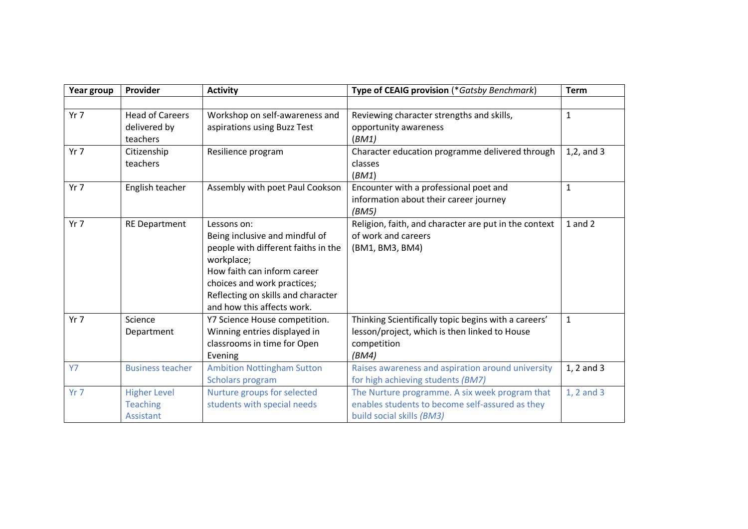| Year group | Provider | Activity | Type of CEAIG provision (*Gatsby Benchmark*) | Term |
|---|---|---|---|---|
| | | | | |
| Yr 7 | Head of Careers delivered by teachers | Workshop on self-awareness and aspirations using Buzz Test | Reviewing character strengths and skills, opportunity awareness (*BM1)* | 1 |
| Yr 7 | Citizenship teachers | Resilience program | Character education programme delivered through classes (*BM1*) | 1,2, and 3 |
| Yr 7 | English teacher | Assembly with poet Paul Cookson | Encounter with a professional poet and information about their career journey *(BM5)* | 1 |
| Yr 7 | RE Department | Lessons on: Being inclusive and mindful of people with different faiths in the workplace; How faith can inform career choices and work practices; Reflecting on skills and character and how this affects work. | Religion, faith, and character are put in the context of work and careers (BM1, BM3, BM4) | 1 and 2 |
| Yr 7 | Science Department | Y7 Science House competition. Winning entries displayed in classrooms in time for Open Evening | Thinking Scientifically topic begins with a careers' lesson/project, which is then linked to House competition *(BM4)* | 1 |
| Y7 | Business teacher | Ambition Nottingham Sutton Scholars program | Raises awareness and aspiration around university for high achieving students *(BM7)* | 1, 2 and 3 |
| Yr 7 | Higher Level Teaching Assistant | Nurture groups for selected students with special needs | The Nurture programme. A six week program that enables students to become self-assured as they build social skills *(BM3)* | 1, 2 and 3 |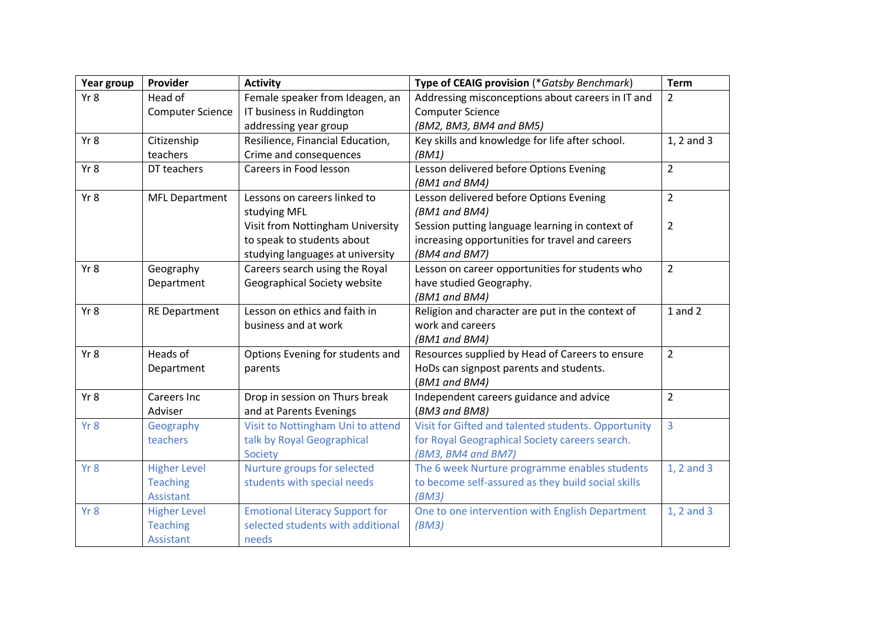| Year group | Provider | Activity | Type of CEAIG provision (**Gatsby Benchmark*) | Term |
|---|---|---|---|---|
| Yr 8 | Head of Computer Science | Female speaker from Ideagen, an IT business in Ruddington addressing year group | Addressing misconceptions about careers in IT and Computer Science *(BM2, BM3, BM4 and BM5)* | 2 |
| Yr 8 | Citizenship teachers | Resilience, Financial Education, Crime and consequences | Key skills and knowledge for life after school. *(BM1)* | 1, 2 and 3 |
| Yr 8 | DT teachers | Careers in Food lesson | Lesson delivered before Options Evening *(BM1 and BM4)* | 2 |
| Yr 8 | MFL Department | Lessons on careers linked to studying MFL<br>Visit from Nottingham University to speak to students about studying languages at university | Lesson delivered before Options Evening *(BM1 and BM4)*<br>Session putting language learning in context of increasing opportunities for travel and careers *(BM4 and BM7)* | 2<br><br>2 |
| Yr 8 | Geography Department | Careers search using the Royal Geographical Society website | Lesson on career opportunities for students who have studied Geography. *(BM1 and BM4)* | 2 |
| Yr 8 | RE Department | Lesson on ethics and faith in business and at work | Religion and character are put in the context of work and careers *(BM1 and BM4)* | 1 and 2 |
| Yr 8 | Heads of Department | Options Evening for students and parents | Resources supplied by Head of Careers to ensure HoDs can signpost parents and students. (*BM1 and BM4)* | 2 |
| Yr 8 | Careers Inc Adviser | Drop in session on Thurs break and at Parents Evenings | Independent careers guidance and advice (*BM3 and BM8)* | 2 |
| Yr 8 | Geography teachers | Visit to Nottingham Uni to attend talk by Royal Geographical Society | Visit for Gifted and talented students. Opportunity for Royal Geographical Society careers search. *(BM3, BM4 and BM7)* | 3 |
| Yr 8 | Higher Level Teaching Assistant | Nurture groups for selected students with special needs | The 6 week Nurture programme enables students to become self-assured as they build social skills *(BM3)* | 1, 2 and 3 |
| Yr 8 | Higher Level Teaching Assistant | Emotional Literacy Support for selected students with additional needs | One to one intervention with English Department *(BM3)* | 1, 2 and 3 |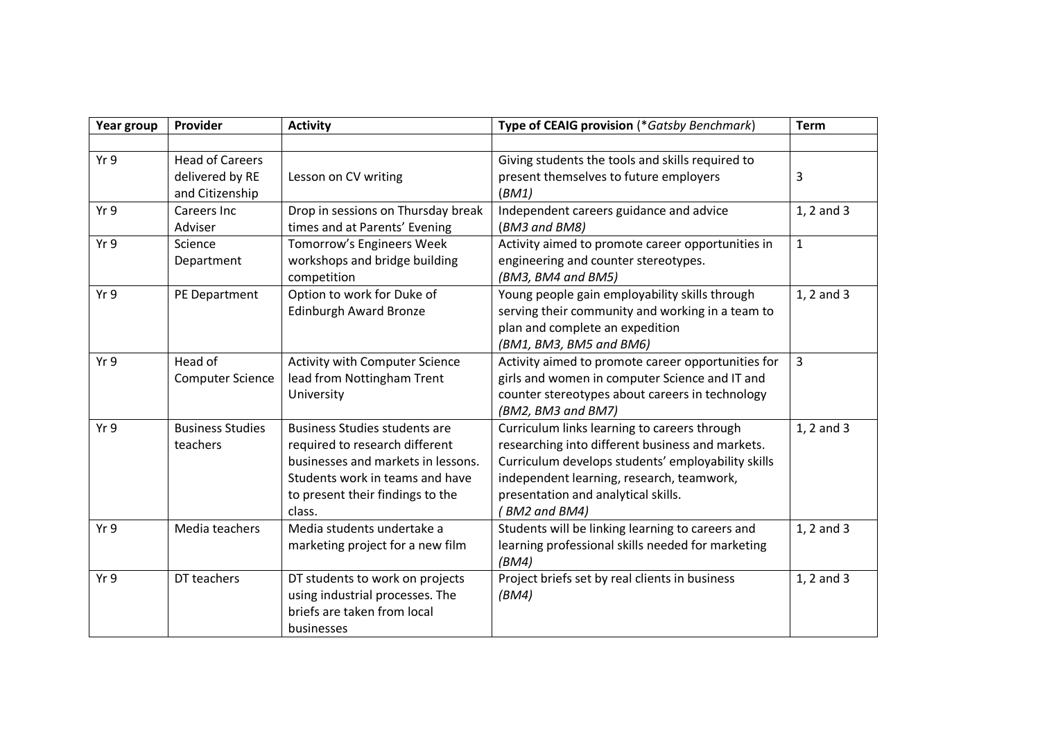| Year group | Provider | Activity | Type of CEAIG provision (*Gatsby Benchmark*) | Term |
|---|---|---|---|---|
| | | | | |
| Yr 9 | Head of Careers delivered by RE and Citizenship | Lesson on CV writing | Giving students the tools and skills required to present themselves to future employers (*BM1*) | 3 |
| Yr 9 | Careers Inc Adviser | Drop in sessions on Thursday break times and at Parents' Evening | Independent careers guidance and advice (*BM3 and BM8*) | 1, 2 and 3 |
| Yr 9 | Science Department | Tomorrow's Engineers Week workshops and bridge building competition | Activity aimed to promote career opportunities in engineering and counter stereotypes. *(BM3, BM4 and BM5)* | 1 |
| Yr 9 | PE Department | Option to work for Duke of Edinburgh Award Bronze | Young people gain employability skills through serving their community and working in a team to plan and complete an expedition *(BM1, BM3, BM5 and BM6)* | 1, 2 and 3 |
| Yr 9 | Head of Computer Science | Activity with Computer Science lead from Nottingham Trent University | Activity aimed to promote career opportunities for girls and women in computer Science and IT and counter stereotypes about careers in technology *(BM2, BM3 and BM7)* | 3 |
| Yr 9 | Business Studies teachers | Business Studies students are required to research different businesses and markets in lessons. Students work in teams and have to present their findings to the class. | Curriculum links learning to careers through researching into different business and markets. Curriculum develops students' employability skills independent learning, research, teamwork, presentation and analytical skills. *( BM2 and BM4)* | 1, 2 and 3 |
| Yr 9 | Media teachers | Media students undertake a marketing project for a new film | Students will be linking learning to careers and learning professional skills needed for marketing *(BM4)* | 1, 2 and 3 |
| Yr 9 | DT teachers | DT students to work on projects using industrial processes. The briefs are taken from local businesses | Project briefs set by real clients in business *(BM4)* | 1, 2 and 3 |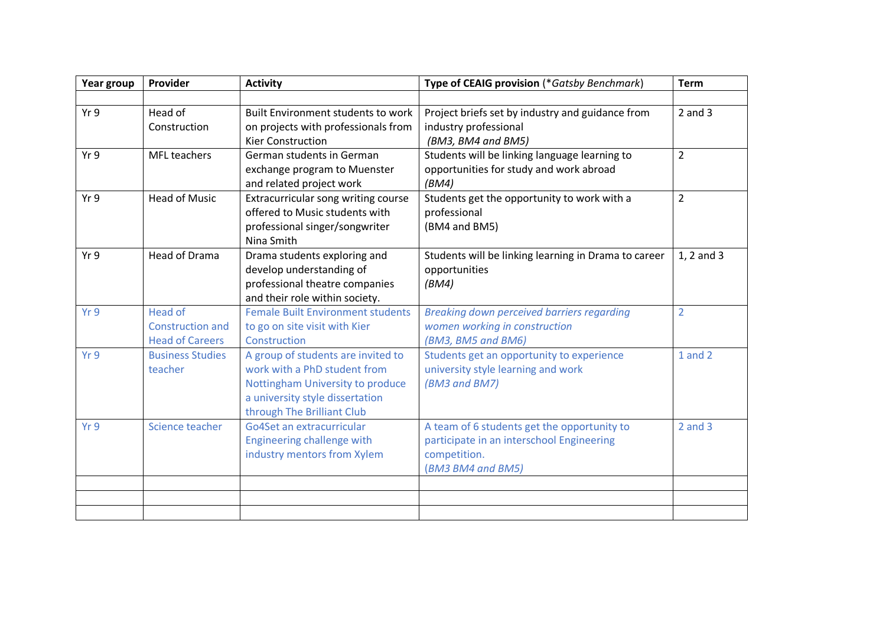| Year group | Provider | Activity | Type of CEAIG provision (*Gatsby Benchmark*) | Term |
|---|---|---|---|---|
| | | | | |
| Yr 9 | Head of Construction | Built Environment students to work on projects with professionals from Kier Construction | Project briefs set by industry and guidance from industry professional *(BM3, BM4 and BM5)* | 2 and 3 |
| Yr 9 | MFL teachers | German students in German exchange program to Muenster and related project work | Students will be linking language learning to opportunities for study and work abroad *(BM4)* | 2 |
| Yr 9 | Head of Music | Extracurricular song writing course offered to Music students with professional singer/songwriter Nina Smith | Students get the opportunity to work with a professional (BM4 and BM5) | 2 |
| Yr 9 | Head of Drama | Drama students exploring and develop understanding of professional theatre companies and their role within society. | Students will be linking learning in Drama to career opportunities *(BM4)* | 1, 2 and 3 |
| Yr 9 | Head of Construction and Head of Careers | Female Built Environment students to go on site visit with Kier Construction | *Breaking down perceived barriers regarding women working in construction (BM3, BM5 and BM6)* | 2 |
| Yr 9 | Business Studies teacher | A group of students are invited to work with a PhD student from Nottingham University to produce a university style dissertation through The Brilliant Club | Students get an opportunity to experience university style learning and work *(BM3 and BM7)* | 1 and 2 |
| Yr 9 | Science teacher | Go4Set an extracurricular Engineering challenge with industry mentors from Xylem | A team of 6 students get the opportunity to participate in an interschool Engineering competition. *(BM3 BM4 and BM5)* | 2 and 3 |
| | | | | |
| | | | | |
| | | | | |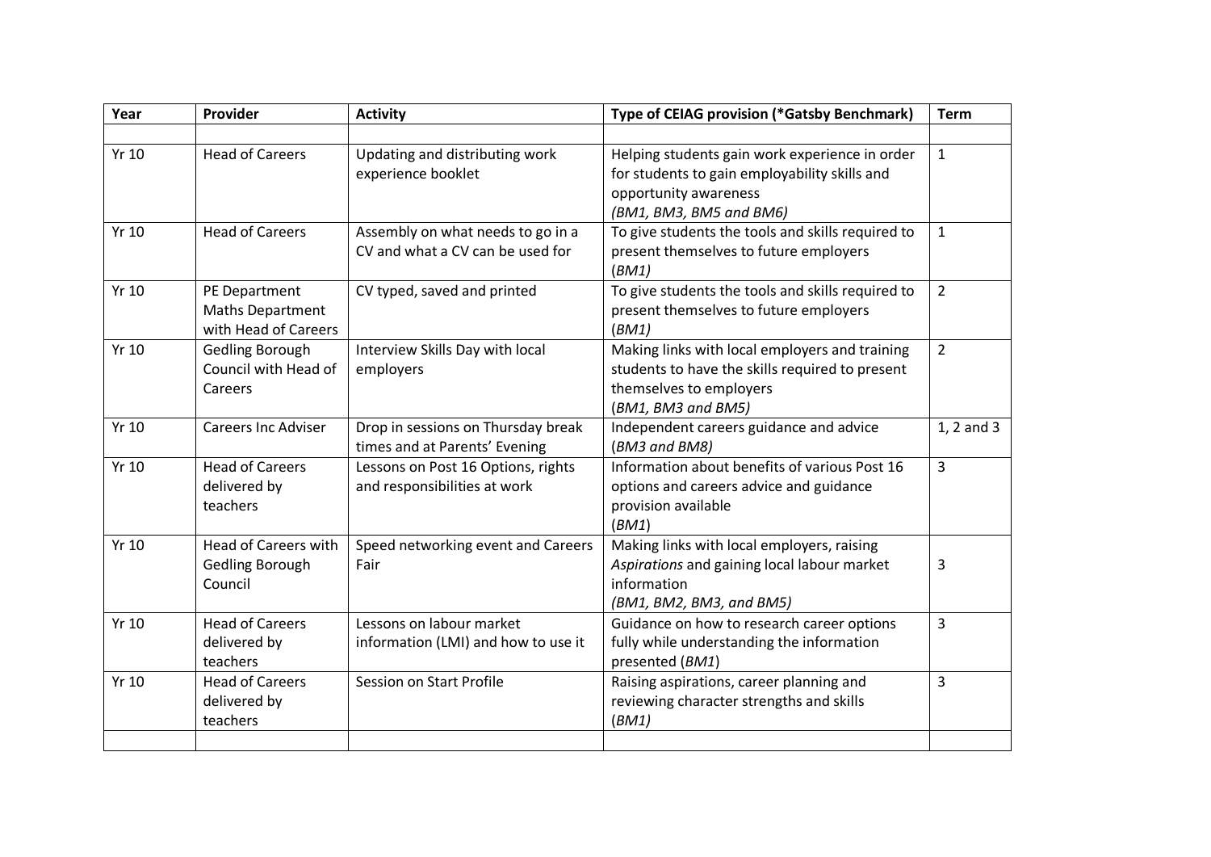| Year | Provider | Activity | Type of CEIAG provision (*Gatsby Benchmark) | Term |
|---|---|---|---|---|
| | | | | |
| Yr 10 | Head of Careers | Updating and distributing work experience booklet | Helping students gain work experience in order for students to gain employability skills and opportunity awareness *(BM1, BM3, BM5 and BM6)* | 1 |
| Yr 10 | Head of Careers | Assembly on what needs to go in a CV and what a CV can be used for | To give students the tools and skills required to present themselves to future employers (*BM1)* | 1 |
| Yr 10 | PE Department Maths Department with Head of Careers | CV typed, saved and printed | To give students the tools and skills required to present themselves to future employers (*BM1)* | 2 |
| Yr 10 | Gedling Borough Council with Head of Careers | Interview Skills Day with local employers | Making links with local employers and training students to have the skills required to present themselves to employers *(BM1, BM3 and BM5)* | 2 |
| Yr 10 | Careers Inc Adviser | Drop in sessions on Thursday break times and at Parents' Evening | Independent careers guidance and advice (*BM3 and BM8)* | 1, 2 and 3 |
| Yr 10 | Head of Careers delivered by teachers | Lessons on Post 16 Options, rights and responsibilities at work | Information about benefits of various Post 16 options and careers advice and guidance provision available (*BM1*) | 3 |
| Yr 10 | Head of Careers with Gedling Borough Council | Speed networking event and Careers Fair | Making links with local employers, raising *Aspirations* and gaining local labour market information *(BM1, BM2, BM3, and BM5)* | 3 |
| Yr 10 | Head of Careers delivered by teachers | Lessons on labour market information (LMI) and how to use it | Guidance on how to research career options fully while understanding the information presented (*BM1*) | 3 |
| Yr 10 | Head of Careers delivered by teachers | Session on Start Profile | Raising aspirations, career planning and reviewing character strengths and skills (*BM1)* | 3 |
| | | | | |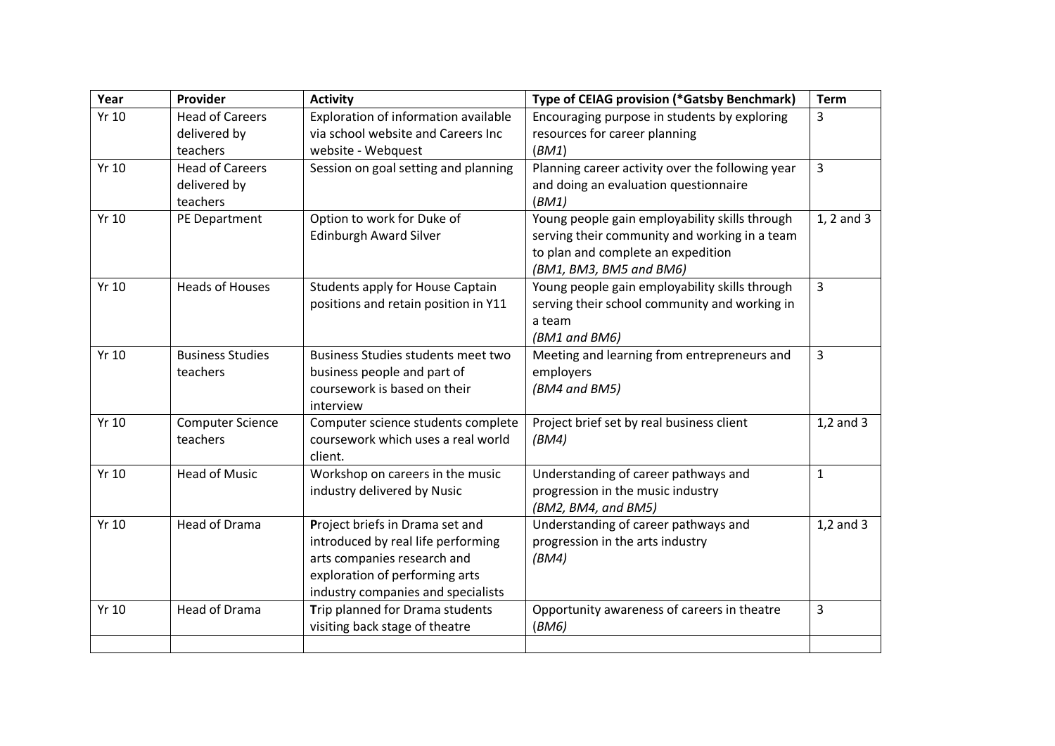| Year | Provider | Activity | Type of CEIAG provision (*Gatsby Benchmark) | Term |
|---|---|---|---|---|
| Yr 10 | Head of Careers delivered by teachers | Exploration of information available via school website and Careers Inc website - Webquest | Encouraging purpose in students by exploring resources for career planning (*BM1*) | 3 |
| Yr 10 | Head of Careers delivered by teachers | Session on goal setting and planning | Planning career activity over the following year and doing an evaluation questionnaire (*BM1*) | 3 |
| Yr 10 | PE Department | Option to work for Duke of Edinburgh Award Silver | Young people gain employability skills through serving their community and working in a team to plan and complete an expedition *(BM1, BM3, BM5 and BM6)* | 1, 2 and 3 |
| Yr 10 | Heads of Houses | Students apply for House Captain positions and retain position in Y11 | Young people gain employability skills through serving their school community and working in a team *(BM1 and BM6)* | 3 |
| Yr 10 | Business Studies teachers | Business Studies students meet two business people and part of coursework is based on their interview | Meeting and learning from entrepreneurs and employers *(BM4 and BM5)* | 3 |
| Yr 10 | Computer Science teachers | Computer science students complete coursework which uses a real world client. | Project brief set by real business client *(BM4)* | 1,2 and 3 |
| Yr 10 | Head of Music | Workshop on careers in the music industry delivered by Nusic | Understanding of career pathways and progression in the music industry *(BM2, BM4, and BM5)* | 1 |
| Yr 10 | Head of Drama | **P**roject briefs in Drama set and introduced by real life performing arts companies research and exploration of performing arts industry companies and specialists | Understanding of career pathways and progression in the arts industry *(BM4)* | 1,2 and 3 |
| Yr 10 | Head of Drama | **T**rip planned for Drama students visiting back stage of theatre | Opportunity awareness of careers in theatre (*BM6*) | 3 |
| | | | | |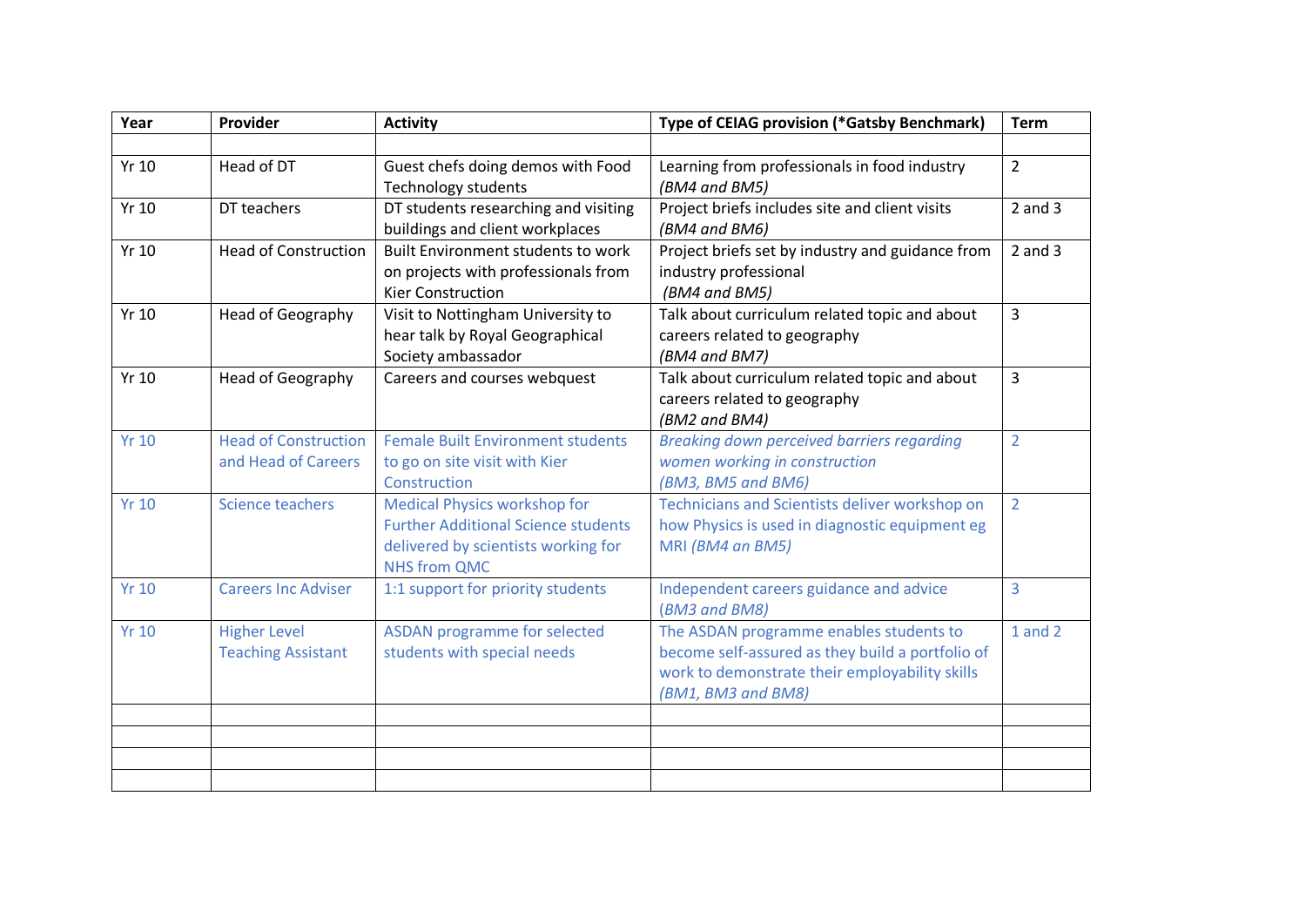| Year | Provider | Activity | Type of CEIAG provision (*Gatsby Benchmark) | Term |
|---|---|---|---|---|
| | | | | |
| Yr 10 | Head of DT | Guest chefs doing demos with Food Technology students | Learning from professionals in food industry *(BM4 and BM5)* | 2 |
| Yr 10 | DT teachers | DT students researching and visiting buildings and client workplaces | Project briefs includes site and client visits *(BM4 and BM6)* | 2 and 3 |
| Yr 10 | Head of Construction | Built Environment students to work on projects with professionals from Kier Construction | Project briefs set by industry and guidance from industry professional *(BM4 and BM5)* | 2 and 3 |
| Yr 10 | Head of Geography | Visit to Nottingham University to hear talk by Royal Geographical Society ambassador | Talk about curriculum related topic and about careers related to geography *(BM4 and BM7)* | 3 |
| Yr 10 | Head of Geography | Careers and courses webquest | Talk about curriculum related topic and about careers related to geography *(BM2 and BM4)* | 3 |
| Yr 10 | Head of Construction and Head of Careers | Female Built Environment students to go on site visit with Kier Construction | *Breaking down perceived barriers regarding women working in construction (BM3, BM5 and BM6)* | 2 |
| Yr 10 | Science teachers | Medical Physics workshop for Further Additional Science students delivered by scientists working for NHS from QMC | Technicians and Scientists deliver workshop on how Physics is used in diagnostic equipment eg MRI *(BM4 an BM5)* | 2 |
| Yr 10 | Careers Inc Adviser | 1:1 support for priority students | Independent careers guidance and advice *(BM3 and BM8)* | 3 |
| Yr 10 | Higher Level Teaching Assistant | ASDAN programme for selected students with special needs | The ASDAN programme enables students to become self-assured as they build a portfolio of work to demonstrate their employability skills *(BM1, BM3 and BM8)* | 1 and 2 |
| | | | | |
| | | | | |
| | | | | |
| | | | | |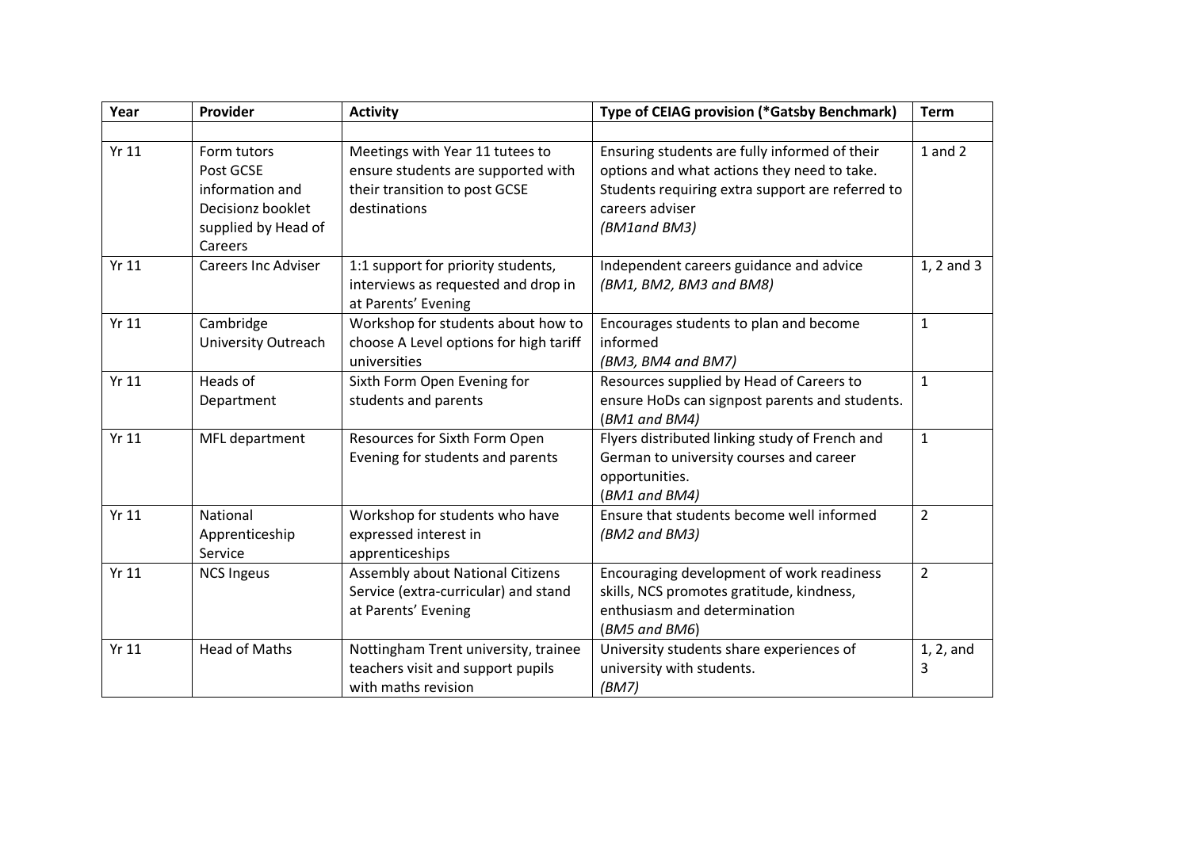| Year | Provider | Activity | Type of CEIAG provision (*Gatsby Benchmark) | Term |
|---|---|---|---|---|
| | | | | |
| Yr 11 | Form tutors Post GCSE information and Decisionz booklet supplied by Head of Careers | Meetings with Year 11 tutees to ensure students are supported with their transition to post GCSE destinations | Ensuring students are fully informed of their options and what actions they need to take. Students requiring extra support are referred to careers adviser *(BM1and BM3)* | 1 and 2 |
| Yr 11 | Careers Inc Adviser | 1:1 support for priority students, interviews as requested and drop in at Parents' Evening | Independent careers guidance and advice *(BM1, BM2, BM3 and BM8)* | 1, 2 and 3 |
| Yr 11 | Cambridge University Outreach | Workshop for students about how to choose A Level options for high tariff universities | Encourages students to plan and become informed *(BM3, BM4 and BM7)* | 1 |
| Yr 11 | Heads of Department | Sixth Form Open Evening for students and parents | Resources supplied by Head of Careers to ensure HoDs can signpost parents and students. (*BM1 and BM4)* | 1 |
| Yr 11 | MFL department | Resources for Sixth Form Open Evening for students and parents | Flyers distributed linking study of French and German to university courses and career opportunities. (*BM1 and BM4)* | 1 |
| Yr 11 | National Apprenticeship Service | Workshop for students who have expressed interest in apprenticeships | Ensure that students become well informed *(BM2 and BM3)* | 2 |
| Yr 11 | NCS Ingeus | Assembly about National Citizens Service (extra-curricular) and stand at Parents' Evening | Encouraging development of work readiness skills, NCS promotes gratitude, kindness, enthusiasm and determination (*BM5 and BM6*) | 2 |
| Yr 11 | Head of Maths | Nottingham Trent university, trainee teachers visit and support pupils with maths revision | University students share experiences of university with students. *(BM7)* | 1, 2, and 3 |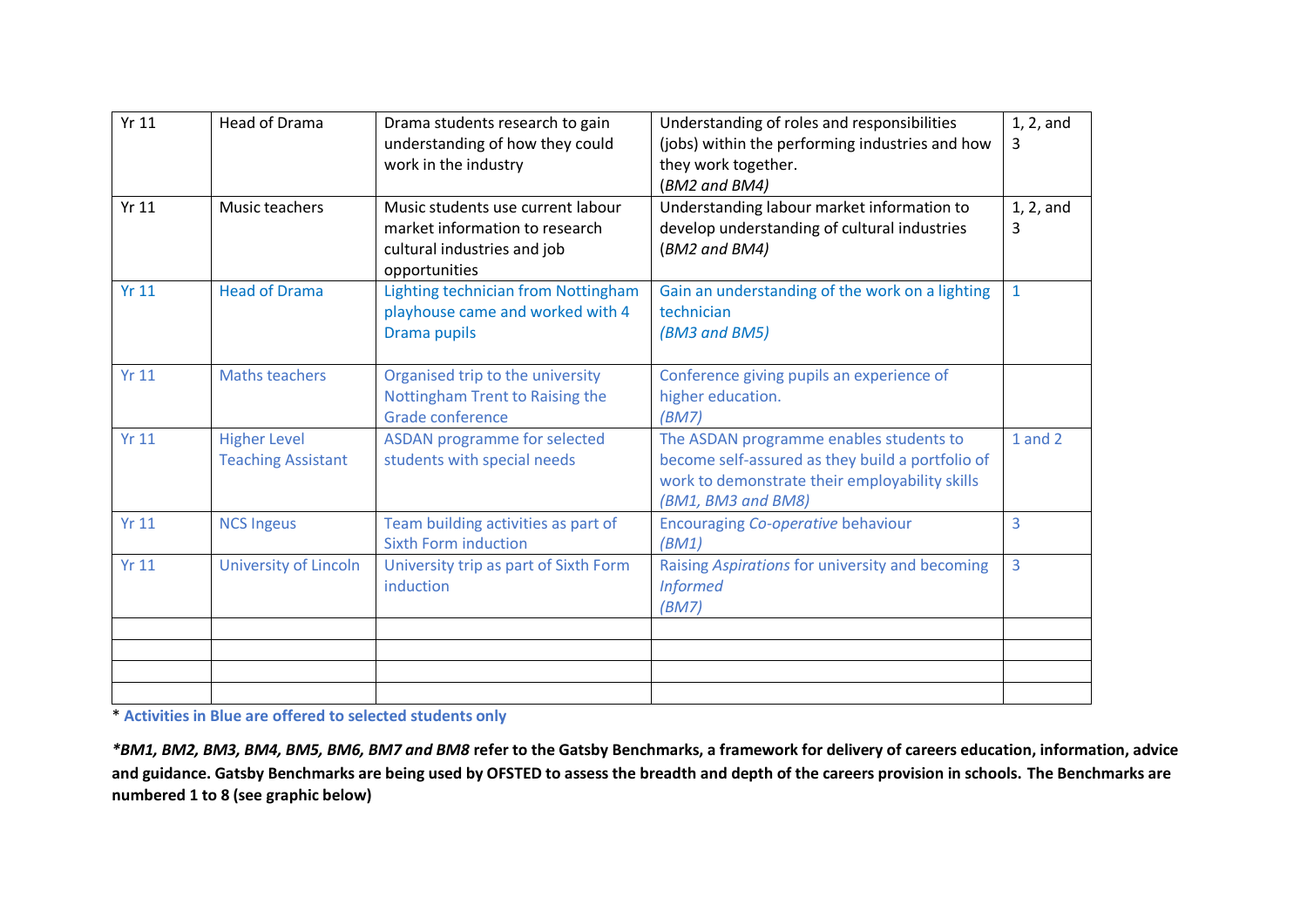| Yr 11 | Head of Drama | Drama students research to gain understanding of how they could work in the industry | Understanding of roles and responsibilities (jobs) within the performing industries and how they work together. (*BM2 and BM4)* | 1, 2, and 3 |
|---|---|---|---|---|
| Yr 11 | Music teachers | Music students use current labour market information to research cultural industries and job opportunities | Understanding labour market information to develop understanding of cultural industries (*BM2 and BM4)* | 1, 2, and 3 |
| Yr 11 | Head of Drama | Lighting technician from Nottingham playhouse came and worked with 4 Drama pupils | Gain an understanding of the work on a lighting technician *(BM3 and BM5)* | 1 |
| Yr 11 | Maths teachers | Organised trip to the university Nottingham Trent to Raising the Grade conference | Conference giving pupils an experience of higher education. *(BM7)* | |
| Yr 11 | Higher Level Teaching Assistant | ASDAN programme for selected students with special needs | The ASDAN programme enables students to become self-assured as they build a portfolio of work to demonstrate their employability skills *(BM1, BM3 and BM8)* | 1 and 2 |
| Yr 11 | NCS Ingeus | Team building activities as part of Sixth Form induction | Encouraging *Co-operative* behaviour *(BM1)* | 3 |
| Yr 11 | University of Lincoln | University trip as part of Sixth Form induction | Raising *Aspirations* for university and becoming *Informed* *(BM7)* | 3 |
| | | | | |
| | | | | |
| | | | | |
| | | | | |

\* **Activities in Blue are offered to selected students only**

***BM1, BM2, BM3, BM4, BM5, BM6, BM7 and BM8* refer to the Gatsby Benchmarks, a framework for delivery of careers education, information, advice and guidance. Gatsby Benchmarks are being used by OFSTED to assess the breadth and depth of the careers provision in schools. The Benchmarks are numbered 1 to 8 (see graphic below)**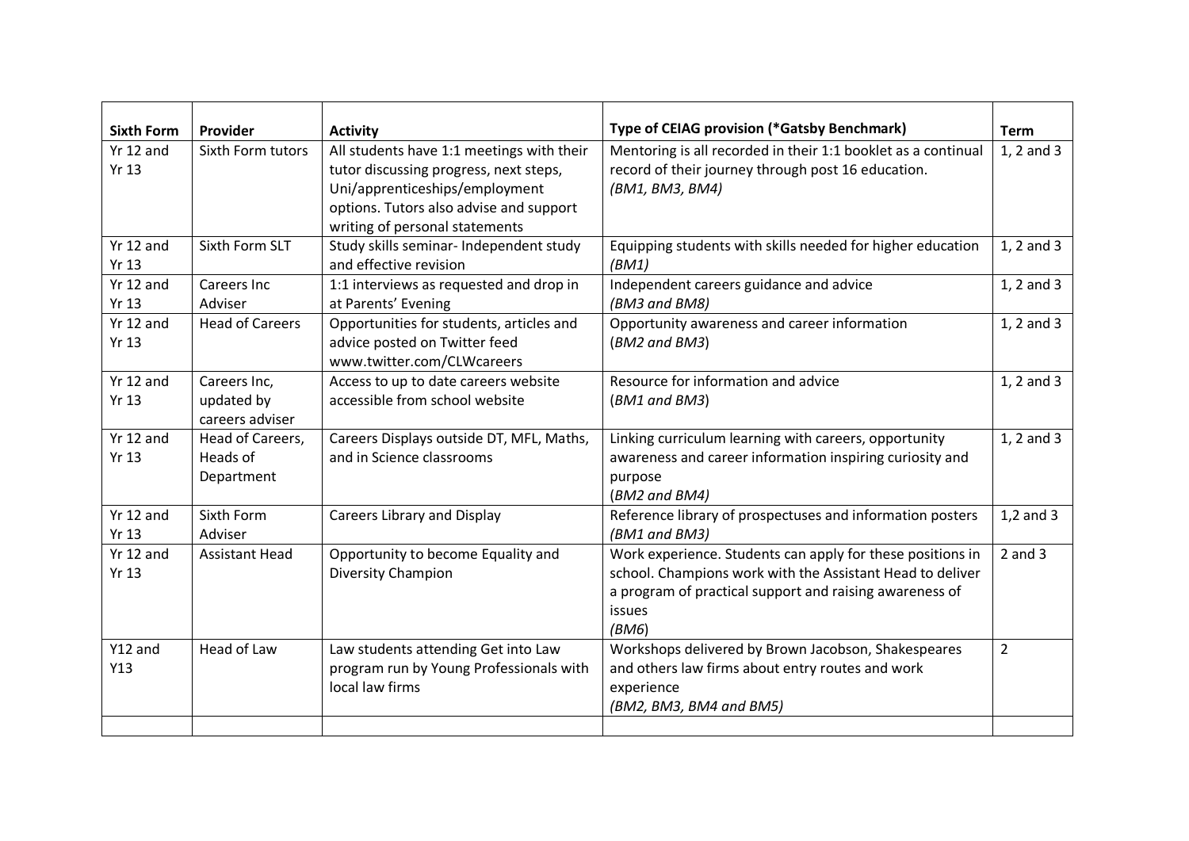| Sixth Form | Provider | Activity | Type of CEIAG provision (*Gatsby Benchmark) | Term |
|---|---|---|---|---|
| Yr 12 and Yr 13 | Sixth Form tutors | All students have 1:1 meetings with their tutor discussing progress, next steps, Uni/apprenticeships/employment options. Tutors also advise and support writing of personal statements | Mentoring is all recorded in their 1:1 booklet as a continual record of their journey through post 16 education. *(BM1, BM3, BM4)* | 1, 2 and 3 |
| Yr 12 and Yr 13 | Sixth Form SLT | Study skills seminar- Independent study and effective revision | Equipping students with skills needed for higher education *(BM1)* | 1, 2 and 3 |
| Yr 12 and Yr 13 | Careers Inc Adviser | 1:1 interviews as requested and drop in at Parents' Evening | Independent careers guidance and advice *(BM3 and BM8)* | 1, 2 and 3 |
| Yr 12 and Yr 13 | Head of Careers | Opportunities for students, articles and advice posted on Twitter feed www.twitter.com/CLWcareers | Opportunity awareness and career information (*BM2 and BM3*) | 1, 2 and 3 |
| Yr 12 and Yr 13 | Careers Inc, updated by careers adviser | Access to up to date careers website accessible from school website | Resource for information and advice (*BM1 and BM3*) | 1, 2 and 3 |
| Yr 12 and Yr 13 | Head of Careers, Heads of Department | Careers Displays outside DT, MFL, Maths, and in Science classrooms | Linking curriculum learning with careers, opportunity awareness and career information inspiring curiosity and purpose (*BM2 and BM4*) | 1, 2 and 3 |
| Yr 12 and Yr 13 | Sixth Form Adviser | Careers Library and Display | Reference library of prospectuses and information posters *(BM1 and BM3)* | 1,2 and 3 |
| Yr 12 and Yr 13 | Assistant Head | Opportunity to become Equality and Diversity Champion | Work experience. Students can apply for these positions in school. Champions work with the Assistant Head to deliver a program of practical support and raising awareness of issues *(BM6)* | 2 and 3 |
| Y12 and Y13 | Head of Law | Law students attending Get into Law program run by Young Professionals with local law firms | Workshops delivered by Brown Jacobson, Shakespeares and others law firms about entry routes and work experience *(BM2, BM3, BM4 and BM5)* | 2 |
| | | | | |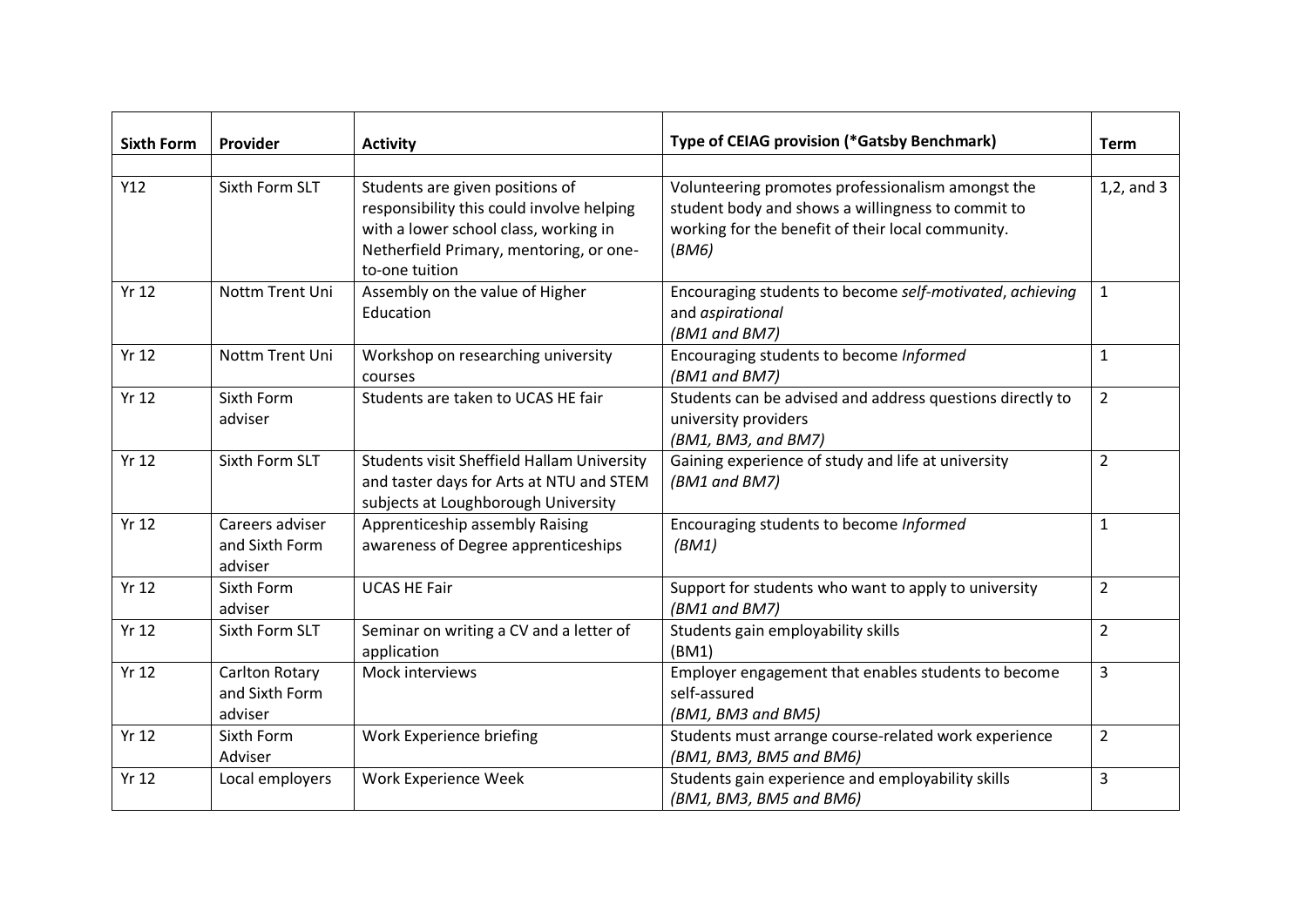| Sixth Form | Provider | Activity | Type of CEIAG provision (*Gatsby Benchmark) | Term |
|---|---|---|---|---|
| | | | | |
| Y12 | Sixth Form SLT | Students are given positions of responsibility this could involve helping with a lower school class, working in Netherfield Primary, mentoring, or one-to-one tuition | Volunteering promotes professionalism amongst the student body and shows a willingness to commit to working for the benefit of their local community. (*BM6*) | 1,2, and 3 |
| Yr 12 | Nottm Trent Uni | Assembly on the value of Higher Education | Encouraging students to become *self-motivated*, *achieving* and *aspirational* *(BM1 and BM7)* | 1 |
| Yr 12 | Nottm Trent Uni | Workshop on researching university courses | Encouraging students to become *Informed* *(BM1 and BM7)* | 1 |
| Yr 12 | Sixth Form adviser | Students are taken to UCAS HE fair | Students can be advised and address questions directly to university providers *(BM1, BM3, and BM7)* | 2 |
| Yr 12 | Sixth Form SLT | Students visit Sheffield Hallam University and taster days for Arts at NTU and STEM subjects at Loughborough University | Gaining experience of study and life at university *(BM1 and BM7)* | 2 |
| Yr 12 | Careers adviser and Sixth Form adviser | Apprenticeship assembly Raising awareness of Degree apprenticeships | Encouraging students to become *Informed* *(BM1)* | 1 |
| Yr 12 | Sixth Form adviser | UCAS HE Fair | Support for students who want to apply to university *(BM1 and BM7)* | 2 |
| Yr 12 | Sixth Form SLT | Seminar on writing a CV and a letter of application | Students gain employability skills (BM1) | 2 |
| Yr 12 | Carlton Rotary and Sixth Form adviser | Mock interviews | Employer engagement that enables students to become self-assured *(BM1, BM3 and BM5)* | 3 |
| Yr 12 | Sixth Form Adviser | Work Experience briefing | Students must arrange course-related work experience *(BM1, BM3, BM5 and BM6)* | 2 |
| Yr 12 | Local employers | Work Experience Week | Students gain experience and employability skills *(BM1, BM3, BM5 and BM6)* | 3 |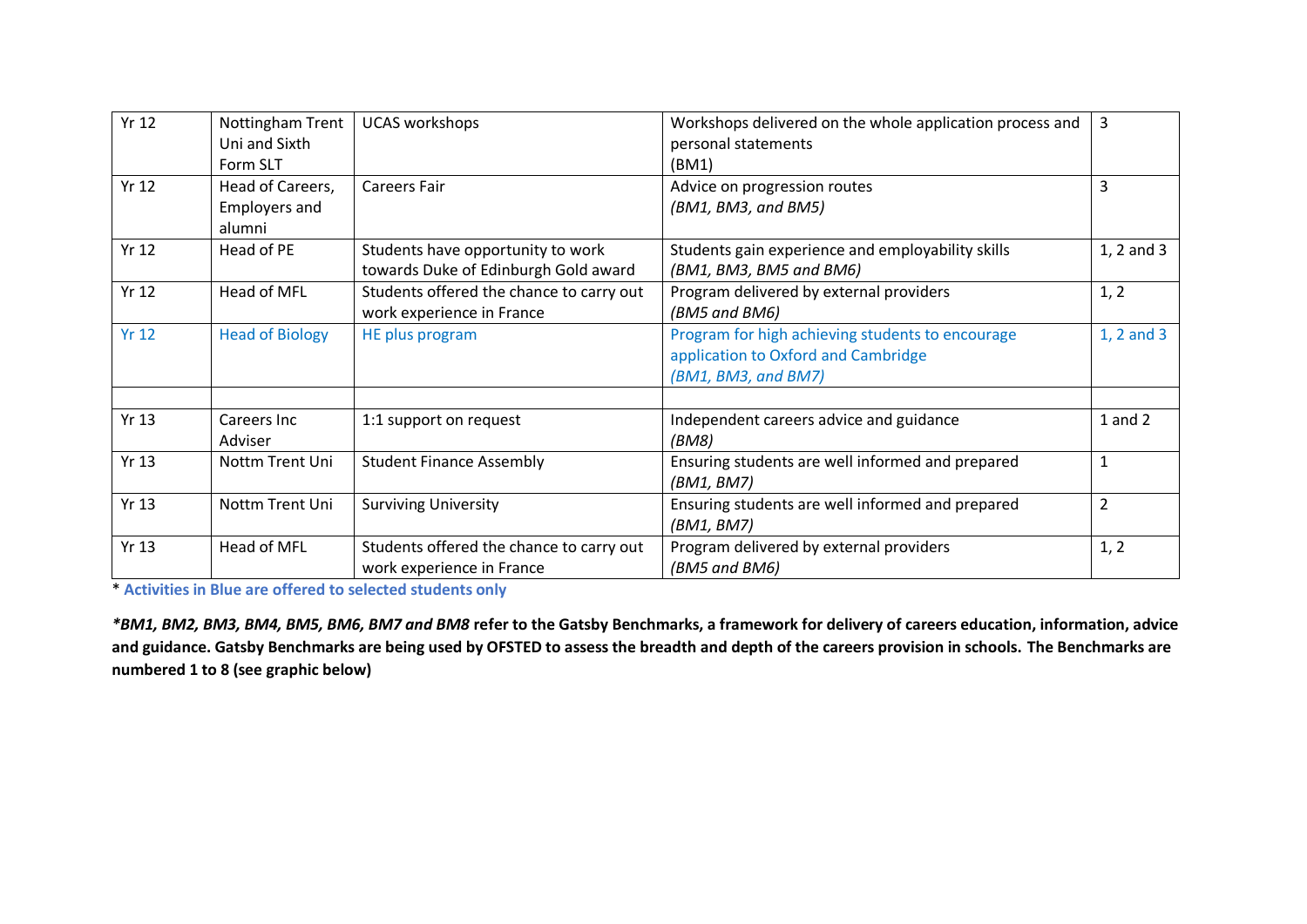| Yr 12 | Nottingham Trent Uni and Sixth Form SLT | UCAS workshops | Workshops delivered on the whole application process and personal statements (BM1) | 3 |
|---|---|---|---|---|
| Yr 12 | Head of Careers, Employers and alumni | Careers Fair | Advice on progression routes *(BM1, BM3, and BM5)* | 3 |
| Yr 12 | Head of PE | Students have opportunity to work towards Duke of Edinburgh Gold award | Students gain experience and employability skills *(BM1, BM3, BM5 and BM6)* | 1, 2 and 3 |
| Yr 12 | Head of MFL | Students offered the chance to carry out work experience in France | Program delivered by external providers *(BM5 and BM6)* | 1, 2 |
| Yr 12 | Head of Biology | HE plus program | Program for high achieving students to encourage application to Oxford and Cambridge *(BM1, BM3, and BM7)* | 1, 2 and 3 |
| | | | | |
| Yr 13 | Careers Inc Adviser | 1:1 support on request | Independent careers advice and guidance *(BM8)* | 1 and 2 |
| Yr 13 | Nottm Trent Uni | Student Finance Assembly | Ensuring students are well informed and prepared *(BM1, BM7)* | 1 |
| Yr 13 | Nottm Trent Uni | Surviving University | Ensuring students are well informed and prepared *(BM1, BM7)* | 2 |
| Yr 13 | Head of MFL | Students offered the chance to carry out work experience in France | Program delivered by external providers *(BM5 and BM6)* | 1, 2 |

* **Activities in Blue are offered to selected students only**

***BM1, BM2, BM3, BM4, BM5, BM6, BM7 and BM8* refer to the Gatsby Benchmarks, a framework for delivery of careers education, information, advice and guidance. Gatsby Benchmarks are being used by OFSTED to assess the breadth and depth of the careers provision in schools. The Benchmarks are numbered 1 to 8 (see graphic below)**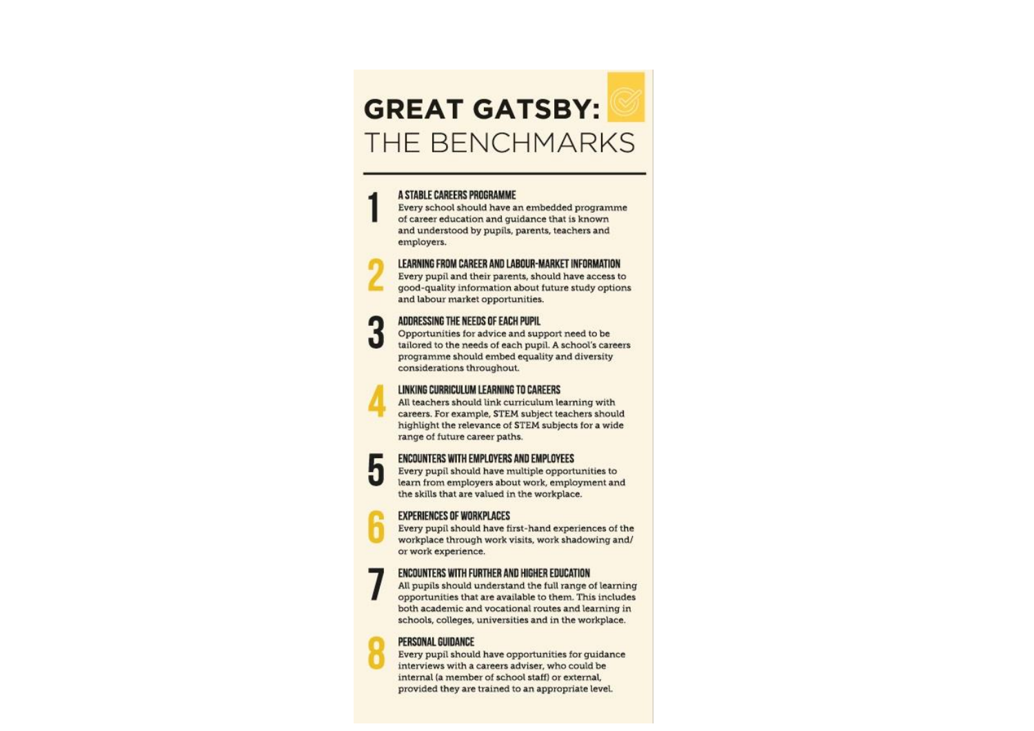# GREAT GATSBY: THE BENCHMARKS

1. **A STABLE CAREERS PROGRAMME**
   Every school should have an embedded programme of career education and guidance that is known and understood by pupils, parents, teachers and employers.

2. **LEARNING FROM CAREER AND LABOUR-MARKET INFORMATION**
   Every pupil and their parents, should have access to good-quality information about future study options and labour market opportunities.

3. **ADDRESSING THE NEEDS OF EACH PUPIL**
   Opportunities for advice and support need to be tailored to the needs of each pupil. A school's careers programme should embed equality and diversity considerations throughout.

4. **LINKING CURRICULUM LEARNING TO CAREERS**
   All teachers should link curriculum learning with careers. For example, STEM subject teachers should highlight the relevance of STEM subjects for a wide range of future career paths.

5. **ENCOUNTERS WITH EMPLOYERS AND EMPLOYEES**
   Every pupil should have multiple opportunities to learn from employers about work, employment and the skills that are valued in the workplace.

6. **EXPERIENCES OF WORKPLACES**
   Every pupil should have first-hand experiences of the workplace through work visits, work shadowing and/or work experience.

7. **ENCOUNTERS WITH FURTHER AND HIGHER EDUCATION**
   All pupils should understand the full range of learning opportunities that are available to them. This includes both academic and vocational routes and learning in schools, colleges, universities and in the workplace.

8. **PERSONAL GUIDANCE**
   Every pupil should have opportunities for guidance interviews with a careers adviser, who could be internal (a member of school staff) or external, provided they are trained to an appropriate level.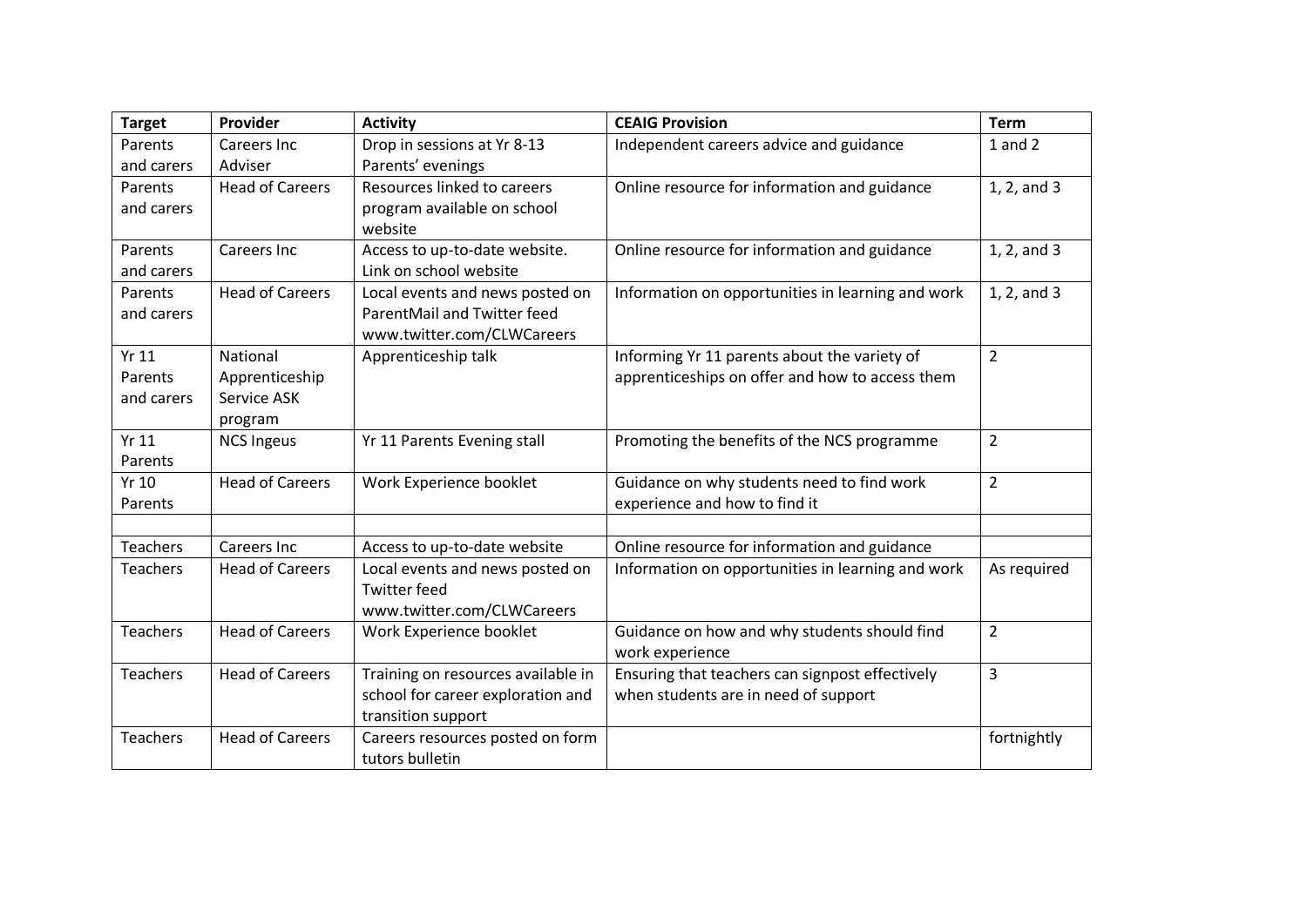| Target | Provider | Activity | CEAIG Provision | Term |
|---|---|---|---|---|
| Parents and carers | Careers Inc Adviser | Drop in sessions at Yr 8-13 Parents' evenings | Independent careers advice and guidance | 1 and 2 |
| Parents and carers | Head of Careers | Resources linked to careers program available on school website | Online resource for information and guidance | 1, 2, and 3 |
| Parents and carers | Careers Inc | Access to up-to-date website. Link on school website | Online resource for information and guidance | 1, 2, and 3 |
| Parents and carers | Head of Careers | Local events and news posted on ParentMail and Twitter feed www.twitter.com/CLWCareers | Information on opportunities in learning and work | 1, 2, and 3 |
| Yr 11 Parents and carers | National Apprenticeship Service ASK program | Apprenticeship talk | Informing Yr 11 parents about the variety of apprenticeships on offer and how to access them | 2 |
| Yr 11 Parents | NCS Ingeus | Yr 11 Parents Evening stall | Promoting the benefits of the NCS programme | 2 |
| Yr 10 Parents | Head of Careers | Work Experience booklet | Guidance on why students need to find work experience and how to find it | 2 |
| | | | | |
| Teachers | Careers Inc | Access to up-to-date website | Online resource for information and guidance | |
| Teachers | Head of Careers | Local events and news posted on Twitter feed www.twitter.com/CLWCareers | Information on opportunities in learning and work | As required |
| Teachers | Head of Careers | Work Experience booklet | Guidance on how and why students should find work experience | 2 |
| Teachers | Head of Careers | Training on resources available in school for career exploration and transition support | Ensuring that teachers can signpost effectively when students are in need of support | 3 |
| Teachers | Head of Careers | Careers resources posted on form tutors bulletin | | fortnightly |